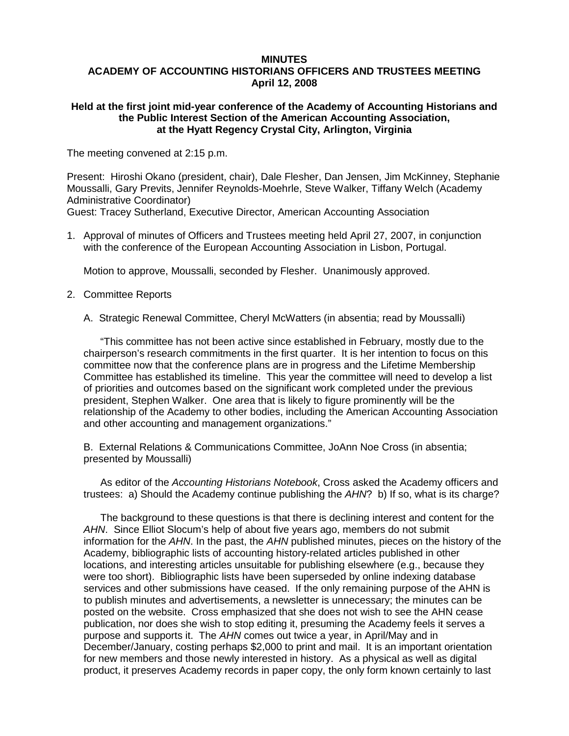# MINUTES
## ACADEMY OF ACCOUNTING HISTORIANS OFFICERS AND TRUSTEES MEETING
### April 12, 2008

**Held at the first joint mid-year conference of the Academy of Accounting Historians and the Public Interest Section of the American Accounting Association, at the Hyatt Regency Crystal City, Arlington, Virginia**

The meeting convened at 2:15 p.m.

Present: Hiroshi Okano (president, chair), Dale Flesher, Dan Jensen, Jim McKinney, Stephanie Moussalli, Gary Previts, Jennifer Reynolds-Moehrle, Steve Walker, Tiffany Welch (Academy Administrative Coordinator)
Guest: Tracey Sutherland, Executive Director, American Accounting Association

1. Approval of minutes of Officers and Trustees meeting held April 27, 2007, in conjunction with the conference of the European Accounting Association in Lisbon, Portugal.

   Motion to approve, Moussalli, seconded by Flesher. Unanimously approved.

2. Committee Reports

   A. Strategic Renewal Committee, Cheryl McWatters (in absentia; read by Moussalli)

   "This committee has not been active since established in February, mostly due to the chairperson's research commitments in the first quarter. It is her intention to focus on this committee now that the conference plans are in progress and the Lifetime Membership Committee has established its timeline. This year the committee will need to develop a list of priorities and outcomes based on the significant work completed under the previous president, Stephen Walker. One area that is likely to figure prominently will be the relationship of the Academy to other bodies, including the American Accounting Association and other accounting and management organizations."

   B. External Relations & Communications Committee, JoAnn Noe Cross (in absentia; presented by Moussalli)

   As editor of the *Accounting Historians Notebook*, Cross asked the Academy officers and trustees: a) Should the Academy continue publishing the *AHN*? b) If so, what is its charge?

   The background to these questions is that there is declining interest and content for the *AHN*. Since Elliot Slocum's help of about five years ago, members do not submit information for the *AHN*. In the past, the *AHN* published minutes, pieces on the history of the Academy, bibliographic lists of accounting history-related articles published in other locations, and interesting articles unsuitable for publishing elsewhere (e.g., because they were too short). Bibliographic lists have been superseded by online indexing database services and other submissions have ceased. If the only remaining purpose of the AHN is to publish minutes and advertisements, a newsletter is unnecessary; the minutes can be posted on the website. Cross emphasized that she does not wish to see the AHN cease publication, nor does she wish to stop editing it, presuming the Academy feels it serves a purpose and supports it. The *AHN* comes out twice a year, in April/May and in December/January, costing perhaps $2,000 to print and mail. It is an important orientation for new members and those newly interested in history. As a physical as well as digital product, it preserves Academy records in paper copy, the only form known certainly to last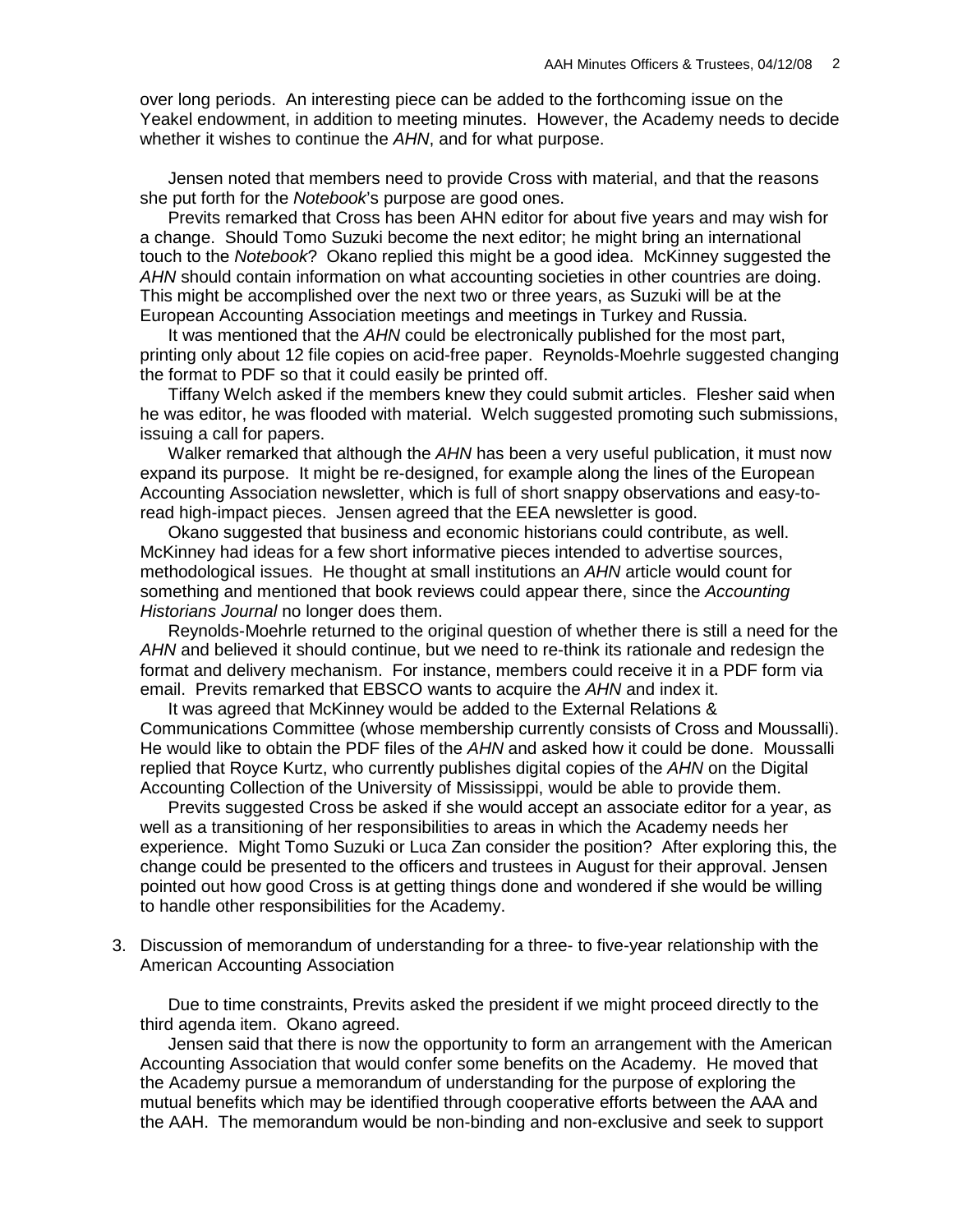over long periods. An interesting piece can be added to the forthcoming issue on the Yeakel endowment, in addition to meeting minutes. However, the Academy needs to decide whether it wishes to continue the *AHN*, and for what purpose.

Jensen noted that members need to provide Cross with material, and that the reasons she put forth for the *Notebook*'s purpose are good ones.

Previts remarked that Cross has been AHN editor for about five years and may wish for a change. Should Tomo Suzuki become the next editor; he might bring an international touch to the *Notebook*? Okano replied this might be a good idea. McKinney suggested the *AHN* should contain information on what accounting societies in other countries are doing. This might be accomplished over the next two or three years, as Suzuki will be at the European Accounting Association meetings and meetings in Turkey and Russia.

It was mentioned that the *AHN* could be electronically published for the most part, printing only about 12 file copies on acid-free paper. Reynolds-Moehrle suggested changing the format to PDF so that it could easily be printed off.

Tiffany Welch asked if the members knew they could submit articles. Flesher said when he was editor, he was flooded with material. Welch suggested promoting such submissions, issuing a call for papers.

Walker remarked that although the *AHN* has been a very useful publication, it must now expand its purpose. It might be re-designed, for example along the lines of the European Accounting Association newsletter, which is full of short snappy observations and easy-to-read high-impact pieces. Jensen agreed that the EEA newsletter is good.

Okano suggested that business and economic historians could contribute, as well. McKinney had ideas for a few short informative pieces intended to advertise sources, methodological issues. He thought at small institutions an *AHN* article would count for something and mentioned that book reviews could appear there, since the *Accounting Historians Journal* no longer does them.

Reynolds-Moehrle returned to the original question of whether there is still a need for the *AHN* and believed it should continue, but we need to re-think its rationale and redesign the format and delivery mechanism. For instance, members could receive it in a PDF form via email. Previts remarked that EBSCO wants to acquire the *AHN* and index it.

It was agreed that McKinney would be added to the External Relations & Communications Committee (whose membership currently consists of Cross and Moussalli). He would like to obtain the PDF files of the *AHN* and asked how it could be done. Moussalli replied that Royce Kurtz, who currently publishes digital copies of the *AHN* on the Digital Accounting Collection of the University of Mississippi, would be able to provide them.

Previts suggested Cross be asked if she would accept an associate editor for a year, as well as a transitioning of her responsibilities to areas in which the Academy needs her experience. Might Tomo Suzuki or Luca Zan consider the position? After exploring this, the change could be presented to the officers and trustees in August for their approval. Jensen pointed out how good Cross is at getting things done and wondered if she would be willing to handle other responsibilities for the Academy.

3. Discussion of memorandum of understanding for a three- to five-year relationship with the American Accounting Association

Due to time constraints, Previts asked the president if we might proceed directly to the third agenda item. Okano agreed.

Jensen said that there is now the opportunity to form an arrangement with the American Accounting Association that would confer some benefits on the Academy. He moved that the Academy pursue a memorandum of understanding for the purpose of exploring the mutual benefits which may be identified through cooperative efforts between the AAA and the AAH. The memorandum would be non-binding and non-exclusive and seek to support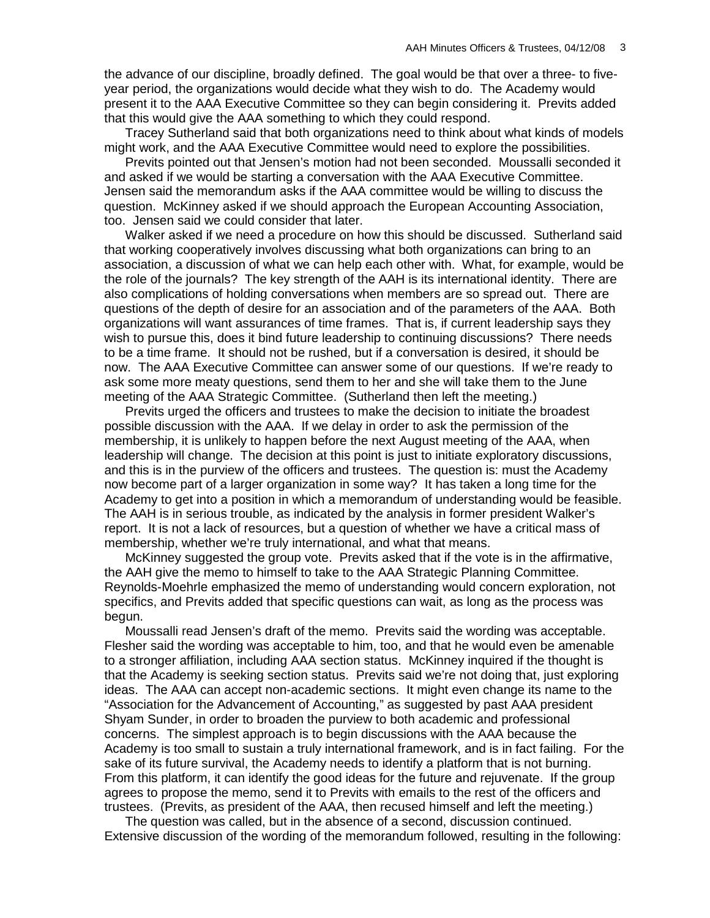the advance of our discipline, broadly defined. The goal would be that over a three- to five-year period, the organizations would decide what they wish to do. The Academy would present it to the AAA Executive Committee so they can begin considering it. Previts added that this would give the AAA something to which they could respond.

Tracey Sutherland said that both organizations need to think about what kinds of models might work, and the AAA Executive Committee would need to explore the possibilities.

Previts pointed out that Jensen's motion had not been seconded. Moussalli seconded it and asked if we would be starting a conversation with the AAA Executive Committee. Jensen said the memorandum asks if the AAA committee would be willing to discuss the question. McKinney asked if we should approach the European Accounting Association, too. Jensen said we could consider that later.

Walker asked if we need a procedure on how this should be discussed. Sutherland said that working cooperatively involves discussing what both organizations can bring to an association, a discussion of what we can help each other with. What, for example, would be the role of the journals? The key strength of the AAH is its international identity. There are also complications of holding conversations when members are so spread out. There are questions of the depth of desire for an association and of the parameters of the AAA. Both organizations will want assurances of time frames. That is, if current leadership says they wish to pursue this, does it bind future leadership to continuing discussions? There needs to be a time frame. It should not be rushed, but if a conversation is desired, it should be now. The AAA Executive Committee can answer some of our questions. If we're ready to ask some more meaty questions, send them to her and she will take them to the June meeting of the AAA Strategic Committee. (Sutherland then left the meeting.)

Previts urged the officers and trustees to make the decision to initiate the broadest possible discussion with the AAA. If we delay in order to ask the permission of the membership, it is unlikely to happen before the next August meeting of the AAA, when leadership will change. The decision at this point is just to initiate exploratory discussions, and this is in the purview of the officers and trustees. The question is: must the Academy now become part of a larger organization in some way? It has taken a long time for the Academy to get into a position in which a memorandum of understanding would be feasible. The AAH is in serious trouble, as indicated by the analysis in former president Walker's report. It is not a lack of resources, but a question of whether we have a critical mass of membership, whether we're truly international, and what that means.

McKinney suggested the group vote. Previts asked that if the vote is in the affirmative, the AAH give the memo to himself to take to the AAA Strategic Planning Committee. Reynolds-Moehrle emphasized the memo of understanding would concern exploration, not specifics, and Previts added that specific questions can wait, as long as the process was begun.

Moussalli read Jensen's draft of the memo. Previts said the wording was acceptable. Flesher said the wording was acceptable to him, too, and that he would even be amenable to a stronger affiliation, including AAA section status. McKinney inquired if the thought is that the Academy is seeking section status. Previts said we're not doing that, just exploring ideas. The AAA can accept non-academic sections. It might even change its name to the "Association for the Advancement of Accounting," as suggested by past AAA president Shyam Sunder, in order to broaden the purview to both academic and professional concerns. The simplest approach is to begin discussions with the AAA because the Academy is too small to sustain a truly international framework, and is in fact failing. For the sake of its future survival, the Academy needs to identify a platform that is not burning. From this platform, it can identify the good ideas for the future and rejuvenate. If the group agrees to propose the memo, send it to Previts with emails to the rest of the officers and trustees. (Previts, as president of the AAA, then recused himself and left the meeting.)

The question was called, but in the absence of a second, discussion continued. Extensive discussion of the wording of the memorandum followed, resulting in the following: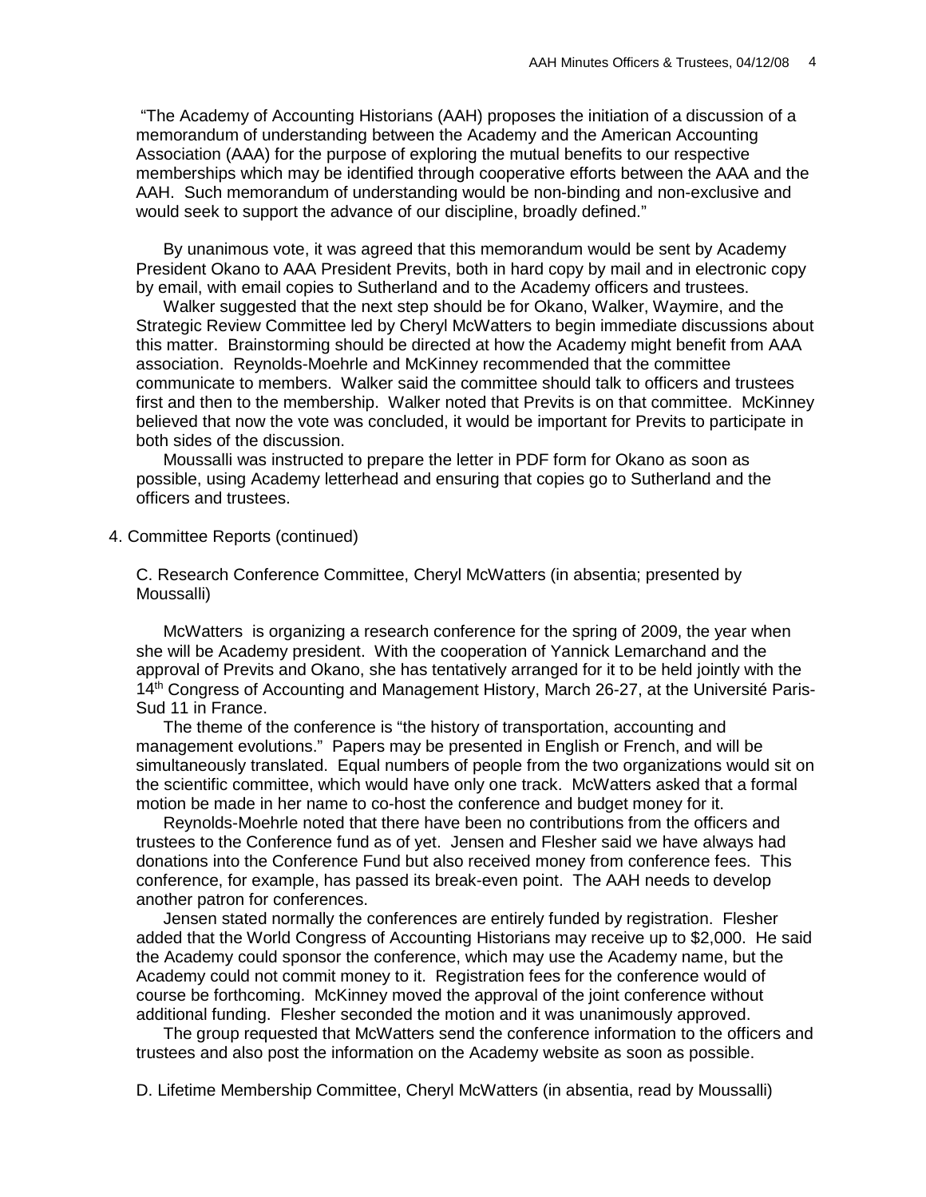"The Academy of Accounting Historians (AAH) proposes the initiation of a discussion of a memorandum of understanding between the Academy and the American Accounting Association (AAA) for the purpose of exploring the mutual benefits to our respective memberships which may be identified through cooperative efforts between the AAA and the AAH. Such memorandum of understanding would be non-binding and non-exclusive and would seek to support the advance of our discipline, broadly defined."

By unanimous vote, it was agreed that this memorandum would be sent by Academy President Okano to AAA President Previts, both in hard copy by mail and in electronic copy by email, with email copies to Sutherland and to the Academy officers and trustees.

Walker suggested that the next step should be for Okano, Walker, Waymire, and the Strategic Review Committee led by Cheryl McWatters to begin immediate discussions about this matter. Brainstorming should be directed at how the Academy might benefit from AAA association. Reynolds-Moehrle and McKinney recommended that the committee communicate to members. Walker said the committee should talk to officers and trustees first and then to the membership. Walker noted that Previts is on that committee. McKinney believed that now the vote was concluded, it would be important for Previts to participate in both sides of the discussion.

Moussalli was instructed to prepare the letter in PDF form for Okano as soon as possible, using Academy letterhead and ensuring that copies go to Sutherland and the officers and trustees.

4. Committee Reports (continued)

C. Research Conference Committee, Cheryl McWatters (in absentia; presented by Moussalli)

McWatters is organizing a research conference for the spring of 2009, the year when she will be Academy president. With the cooperation of Yannick Lemarchand and the approval of Previts and Okano, she has tentatively arranged for it to be held jointly with the 14th Congress of Accounting and Management History, March 26-27, at the Université Paris-Sud 11 in France.

The theme of the conference is "the history of transportation, accounting and management evolutions." Papers may be presented in English or French, and will be simultaneously translated. Equal numbers of people from the two organizations would sit on the scientific committee, which would have only one track. McWatters asked that a formal motion be made in her name to co-host the conference and budget money for it.

Reynolds-Moehrle noted that there have been no contributions from the officers and trustees to the Conference fund as of yet. Jensen and Flesher said we have always had donations into the Conference Fund but also received money from conference fees. This conference, for example, has passed its break-even point. The AAH needs to develop another patron for conferences.

Jensen stated normally the conferences are entirely funded by registration. Flesher added that the World Congress of Accounting Historians may receive up to $2,000. He said the Academy could sponsor the conference, which may use the Academy name, but the Academy could not commit money to it. Registration fees for the conference would of course be forthcoming. McKinney moved the approval of the joint conference without additional funding. Flesher seconded the motion and it was unanimously approved.

The group requested that McWatters send the conference information to the officers and trustees and also post the information on the Academy website as soon as possible.

D. Lifetime Membership Committee, Cheryl McWatters (in absentia, read by Moussalli)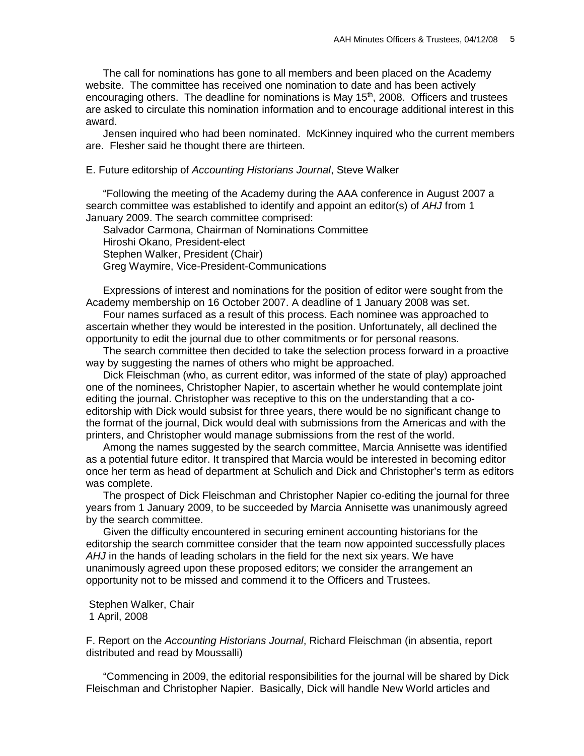The call for nominations has gone to all members and been placed on the Academy website. The committee has received one nomination to date and has been actively encouraging others. The deadline for nominations is May 15th, 2008. Officers and trustees are asked to circulate this nomination information and to encourage additional interest in this award.

Jensen inquired who had been nominated. McKinney inquired who the current members are. Flesher said he thought there are thirteen.

E. Future editorship of *Accounting Historians Journal*, Steve Walker

"Following the meeting of the Academy during the AAA conference in August 2007 a search committee was established to identify and appoint an editor(s) of *AHJ* from 1 January 2009. The search committee comprised:

Salvador Carmona, Chairman of Nominations Committee
Hiroshi Okano, President-elect
Stephen Walker, President (Chair)
Greg Waymire, Vice-President-Communications

Expressions of interest and nominations for the position of editor were sought from the Academy membership on 16 October 2007. A deadline of 1 January 2008 was set.

Four names surfaced as a result of this process. Each nominee was approached to ascertain whether they would be interested in the position. Unfortunately, all declined the opportunity to edit the journal due to other commitments or for personal reasons.

The search committee then decided to take the selection process forward in a proactive way by suggesting the names of others who might be approached.

Dick Fleischman (who, as current editor, was informed of the state of play) approached one of the nominees, Christopher Napier, to ascertain whether he would contemplate joint editing the journal. Christopher was receptive to this on the understanding that a co-editorship with Dick would subsist for three years, there would be no significant change to the format of the journal, Dick would deal with submissions from the Americas and with the printers, and Christopher would manage submissions from the rest of the world.

Among the names suggested by the search committee, Marcia Annisette was identified as a potential future editor. It transpired that Marcia would be interested in becoming editor once her term as head of department at Schulich and Dick and Christopher's term as editors was complete.

The prospect of Dick Fleischman and Christopher Napier co-editing the journal for three years from 1 January 2009, to be succeeded by Marcia Annisette was unanimously agreed by the search committee.

Given the difficulty encountered in securing eminent accounting historians for the editorship the search committee consider that the team now appointed successfully places *AHJ* in the hands of leading scholars in the field for the next six years. We have unanimously agreed upon these proposed editors; we consider the arrangement an opportunity not to be missed and commend it to the Officers and Trustees.

Stephen Walker, Chair
1 April, 2008

F. Report on the *Accounting Historians Journal*, Richard Fleischman (in absentia, report distributed and read by Moussalli)

"Commencing in 2009, the editorial responsibilities for the journal will be shared by Dick Fleischman and Christopher Napier. Basically, Dick will handle New World articles and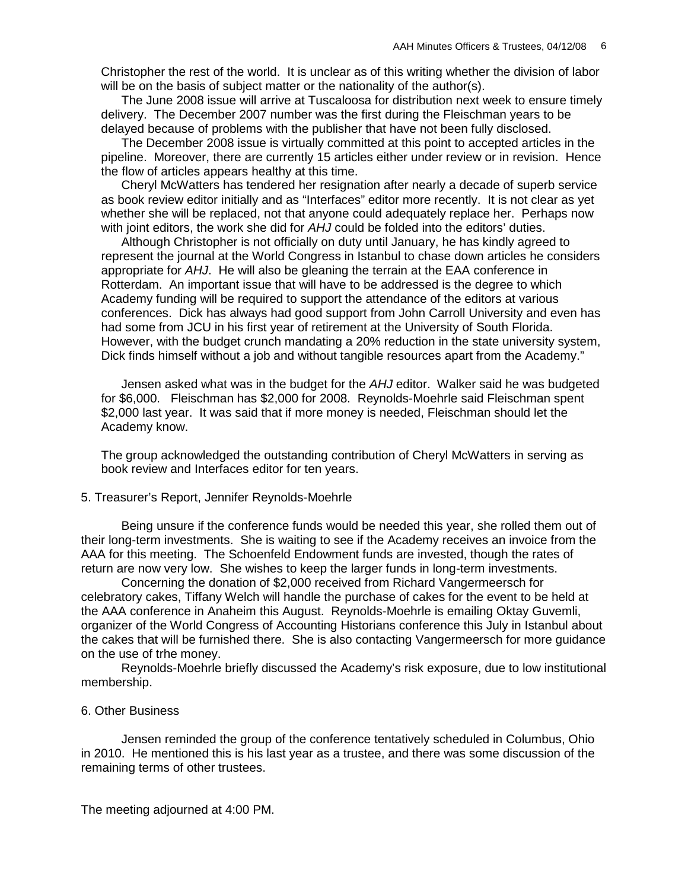Christopher the rest of the world. It is unclear as of this writing whether the division of labor will be on the basis of subject matter or the nationality of the author(s).

The June 2008 issue will arrive at Tuscaloosa for distribution next week to ensure timely delivery. The December 2007 number was the first during the Fleischman years to be delayed because of problems with the publisher that have not been fully disclosed.

The December 2008 issue is virtually committed at this point to accepted articles in the pipeline. Moreover, there are currently 15 articles either under review or in revision. Hence the flow of articles appears healthy at this time.

Cheryl McWatters has tendered her resignation after nearly a decade of superb service as book review editor initially and as "Interfaces" editor more recently. It is not clear as yet whether she will be replaced, not that anyone could adequately replace her. Perhaps now with joint editors, the work she did for *AHJ* could be folded into the editors' duties.

Although Christopher is not officially on duty until January, he has kindly agreed to represent the journal at the World Congress in Istanbul to chase down articles he considers appropriate for *AHJ*. He will also be gleaning the terrain at the EAA conference in Rotterdam. An important issue that will have to be addressed is the degree to which Academy funding will be required to support the attendance of the editors at various conferences. Dick has always had good support from John Carroll University and even has had some from JCU in his first year of retirement at the University of South Florida. However, with the budget crunch mandating a 20% reduction in the state university system, Dick finds himself without a job and without tangible resources apart from the Academy."

Jensen asked what was in the budget for the *AHJ* editor. Walker said he was budgeted for $6,000. Fleischman has $2,000 for 2008. Reynolds-Moehrle said Fleischman spent $2,000 last year. It was said that if more money is needed, Fleischman should let the Academy know.

The group acknowledged the outstanding contribution of Cheryl McWatters in serving as book review and Interfaces editor for ten years.

5. Treasurer's Report, Jennifer Reynolds-Moehrle

Being unsure if the conference funds would be needed this year, she rolled them out of their long-term investments. She is waiting to see if the Academy receives an invoice from the AAA for this meeting. The Schoenfeld Endowment funds are invested, though the rates of return are now very low. She wishes to keep the larger funds in long-term investments.

Concerning the donation of $2,000 received from Richard Vangermeersch for celebratory cakes, Tiffany Welch will handle the purchase of cakes for the event to be held at the AAA conference in Anaheim this August. Reynolds-Moehrle is emailing Oktay Guvemli, organizer of the World Congress of Accounting Historians conference this July in Istanbul about the cakes that will be furnished there. She is also contacting Vangermeersch for more guidance on the use of trhe money.

Reynolds-Moehrle briefly discussed the Academy's risk exposure, due to low institutional membership.

6. Other Business

Jensen reminded the group of the conference tentatively scheduled in Columbus, Ohio in 2010. He mentioned this is his last year as a trustee, and there was some discussion of the remaining terms of other trustees.

The meeting adjourned at 4:00 PM.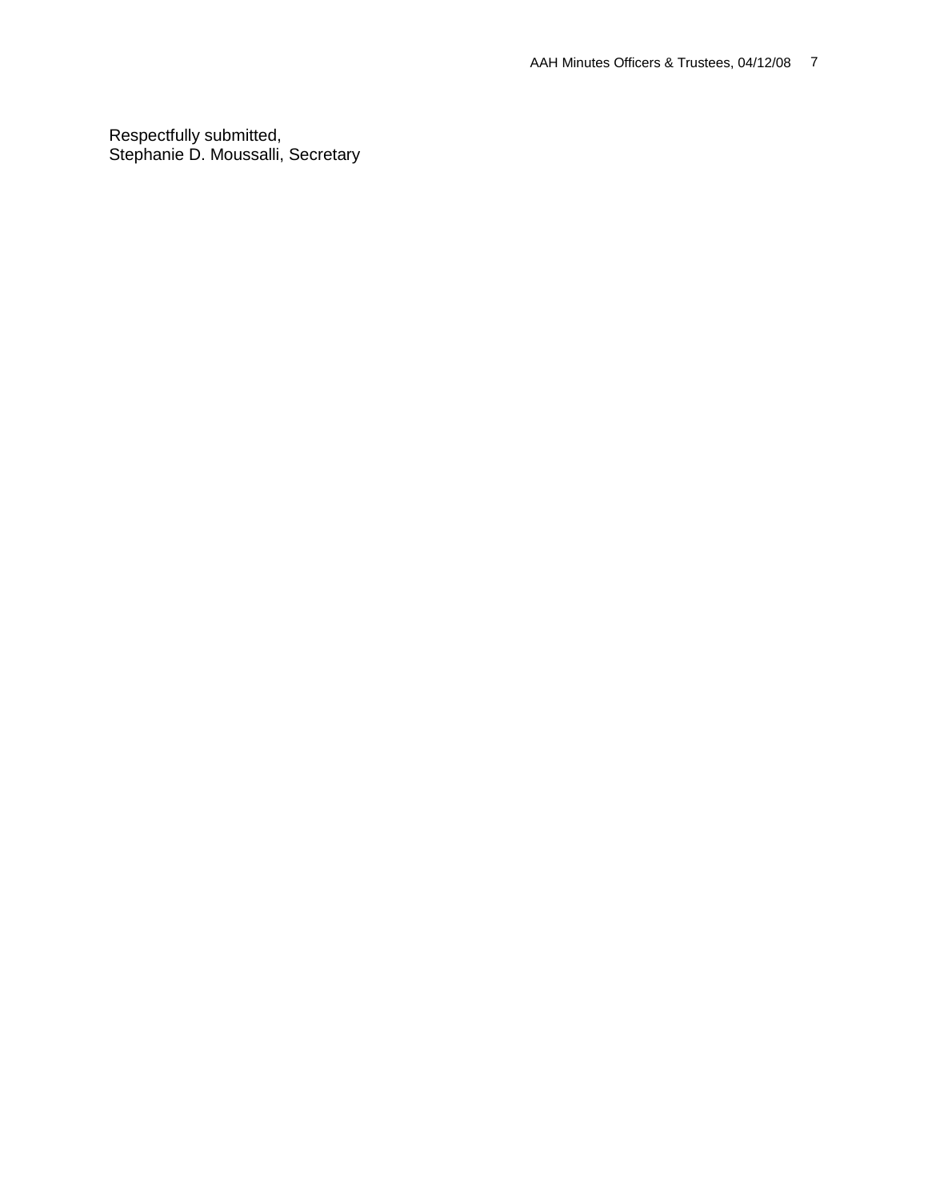Respectfully submitted,
Stephanie D. Moussalli, Secretary